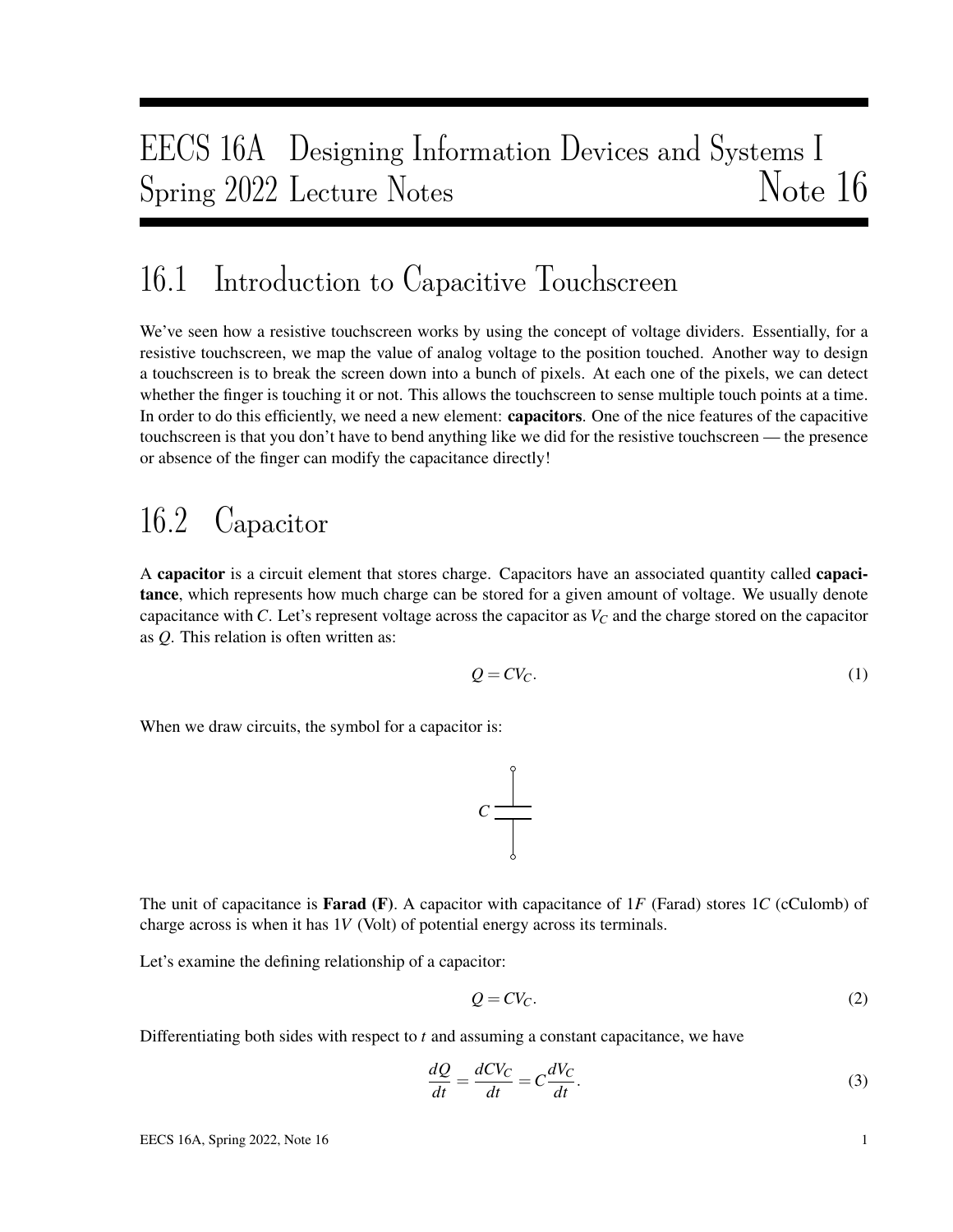# EECS 16A Designing Information Devices and Systems I
# Spring 2022 Lecture Notes Note 16

## 16.1 Introduction to Capacitive Touchscreen

We've seen how a resistive touchscreen works by using the concept of voltage dividers. Essentially, for a resistive touchscreen, we map the value of analog voltage to the position touched. Another way to design a touchscreen is to break the screen down into a bunch of pixels. At each one of the pixels, we can detect whether the finger is touching it or not. This allows the touchscreen to sense multiple touch points at a time. In order to do this efficiently, we need a new element: **capacitors**. One of the nice features of the capacitive touchscreen is that you don't have to bend anything like we did for the resistive touchscreen — the presence or absence of the finger can modify the capacitance directly!

## 16.2 Capacitor

A **capacitor** is a circuit element that stores charge. Capacitors have an associated quantity called **capacitance**, which represents how much charge can be stored for a given amount of voltage. We usually denote capacitance with $C$. Let's represent voltage across the capacitor as $V_C$ and the charge stored on the capacitor as $Q$. This relation is often written as:

$$Q = CV_C. \tag{1}$$

When we draw circuits, the symbol for a capacitor is:

The unit of capacitance is **Farad (F)**. A capacitor with capacitance of $1F$ (Farad) stores $1C$ (cCulomb) of charge across is when it has $1V$ (Volt) of potential energy across its terminals.

Let's examine the defining relationship of a capacitor:

$$Q = CV_C. \tag{2}$$

Differentiating both sides with respect to $t$ and assuming a constant capacitance, we have

$$\frac{dQ}{dt} = \frac{dCV_C}{dt} = C\frac{dV_C}{dt}. \tag{3}$$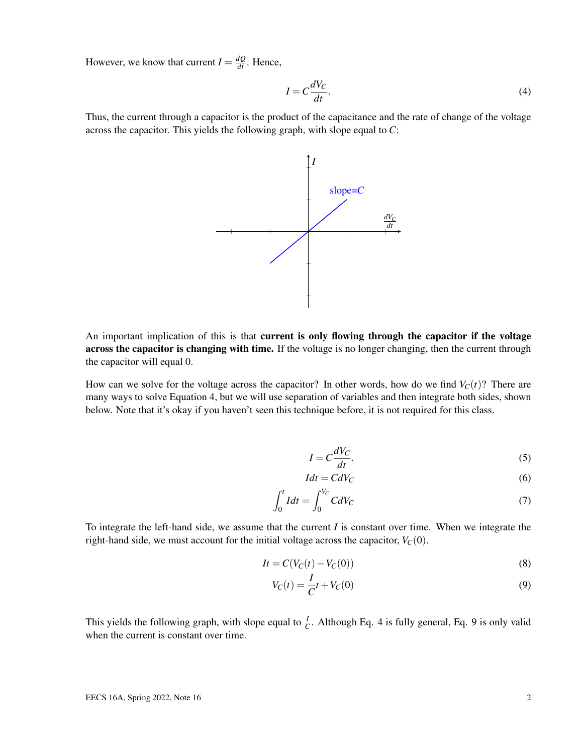However, we know that current $I = \frac{dQ}{dt}$. Hence,

$$I = C\frac{dV_C}{dt}. \tag{4}$$

Thus, the current through a capacitor is the product of the capacitance and the rate of change of the voltage across the capacitor. This yields the following graph, with slope equal to $C$:

An important implication of this is that **current is only flowing through the capacitor if the voltage across the capacitor is changing with time.** If the voltage is no longer changing, then the current through the capacitor will equal 0.

How can we solve for the voltage across the capacitor? In other words, how do we find $V_C(t)$? There are many ways to solve Equation 4, but we will use separation of variables and then integrate both sides, shown below. Note that it's okay if you haven't seen this technique before, it is not required for this class.

$$I = C\frac{dV_C}{dt}. \tag{5}$$

$$Idt = CdV_C \tag{6}$$

$$\int_0^t Idt = \int_0^{V_C} CdV_C \tag{7}$$

To integrate the left-hand side, we assume that the current $I$ is constant over time. When we integrate the right-hand side, we must account for the initial voltage across the capacitor, $V_C(0)$.

$$It = C(V_C(t) - V_C(0)) \tag{8}$$

$$V_C(t) = \frac{I}{C}t + V_C(0) \tag{9}$$

This yields the following graph, with slope equal to $\frac{I}{C}$. Although Eq. 4 is fully general, Eq. 9 is only valid when the current is constant over time.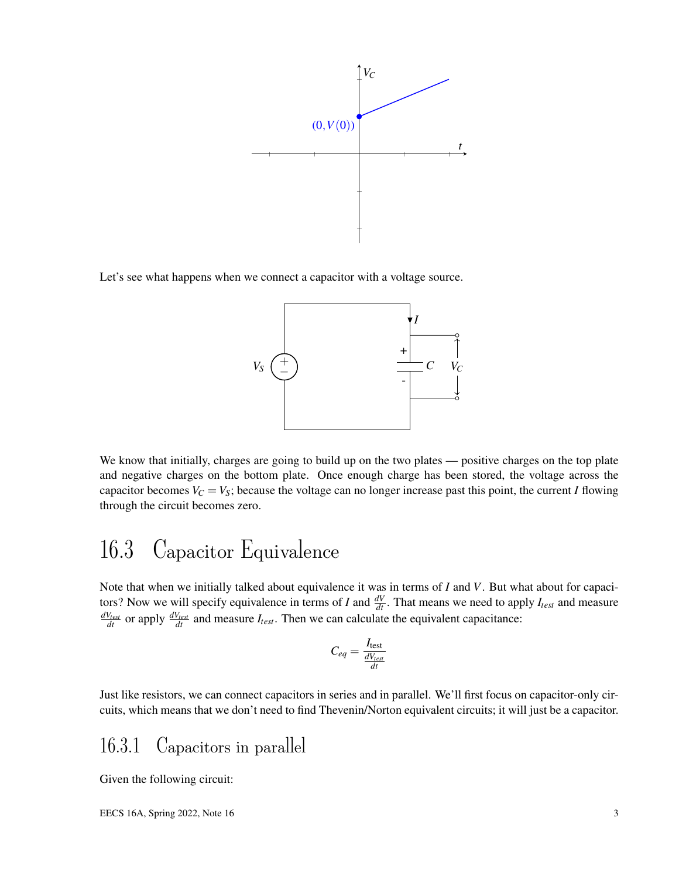Let's see what happens when we connect a capacitor with a voltage source.

We know that initially, charges are going to build up on the two plates — positive charges on the top plate and negative charges on the bottom plate. Once enough charge has been stored, the voltage across the capacitor becomes $V_C = V_S$; because the voltage can no longer increase past this point, the current $I$ flowing through the circuit becomes zero.

# 16.3 Capacitor Equivalence

Note that when we initially talked about equivalence it was in terms of $I$ and $V$. But what about for capacitors? Now we will specify equivalence in terms of $I$ and $\frac{dV}{dt}$. That means we need to apply $I_{test}$ and measure $\frac{dV_{test}}{dt}$ or apply $\frac{dV_{test}}{dt}$ and measure $I_{test}$. Then we can calculate the equivalent capacitance:

$$C_{eq} = \frac{I_{\text{test}}}{\frac{dV_{test}}{dt}}$$

Just like resistors, we can connect capacitors in series and in parallel. We'll first focus on capacitor-only circuits, which means that we don't need to find Thevenin/Norton equivalent circuits; it will just be a capacitor.

## 16.3.1 Capacitors in parallel

Given the following circuit: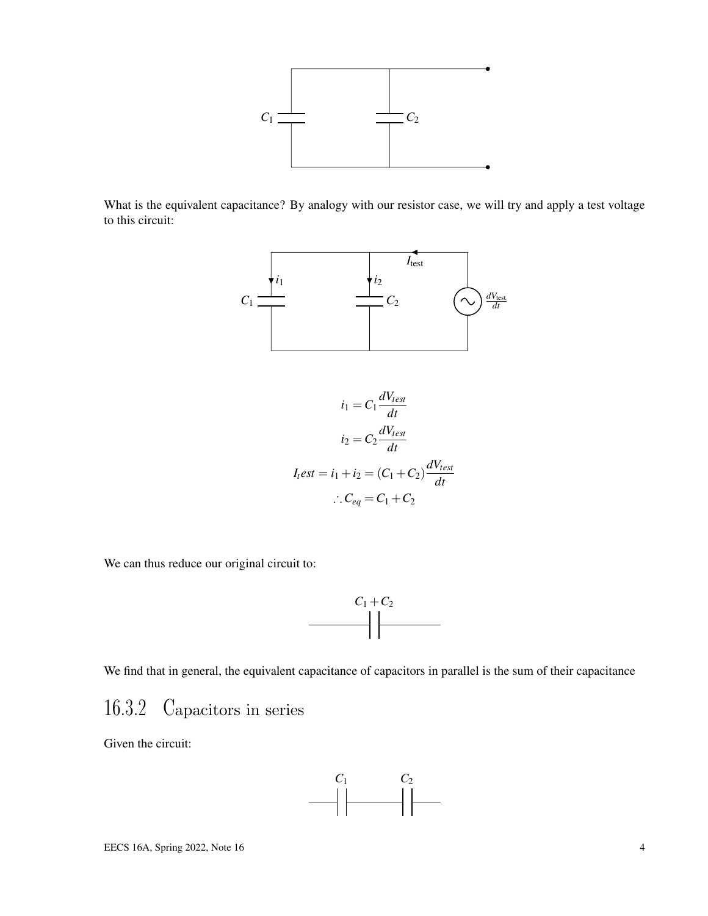What is the equivalent capacitance? By analogy with our resistor case, we will try and apply a test voltage to this circuit:

$$i_1 = C_1 \frac{dV_{test}}{dt}$$

$$i_2 = C_2 \frac{dV_{test}}{dt}$$

$$I_test = i_1 + i_2 = (C_1 + C_2) \frac{dV_{test}}{dt}$$

$$\therefore C_{eq} = C_1 + C_2$$

We can thus reduce our original circuit to:

We find that in general, the equivalent capacitance of capacitors in parallel is the sum of their capacitance

### 16.3.2 Capacitors in series

Given the circuit: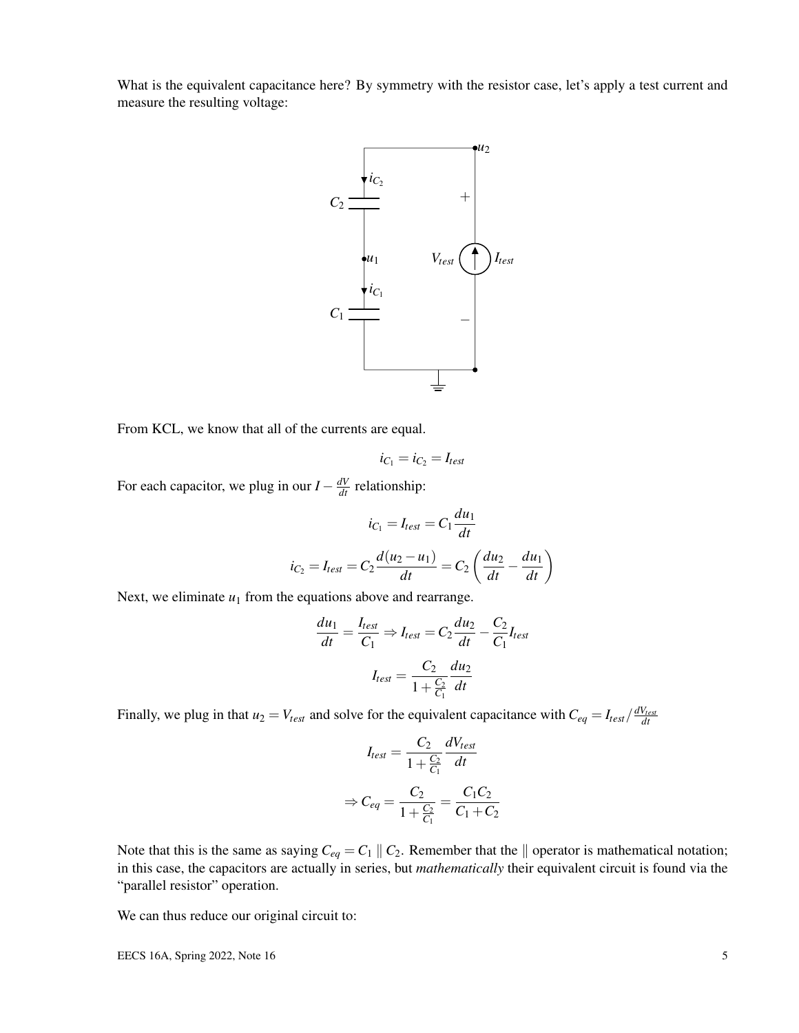What is the equivalent capacitance here? By symmetry with the resistor case, let's apply a test current and measure the resulting voltage:

From KCL, we know that all of the currents are equal.

$$i_{C_1} = i_{C_2} = I_{test}$$

For each capacitor, we plug in our $I - \frac{dV}{dt}$ relationship:

$$i_{C_1} = I_{test} = C_1 \frac{du_1}{dt}$$

$$i_{C_2} = I_{test} = C_2 \frac{d(u_2 - u_1)}{dt} = C_2 \left( \frac{du_2}{dt} - \frac{du_1}{dt} \right)$$

Next, we eliminate $u_1$ from the equations above and rearrange.

$$\frac{du_1}{dt} = \frac{I_{test}}{C_1} \Rightarrow I_{test} = C_2 \frac{du_2}{dt} - \frac{C_2}{C_1} I_{test}$$

$$I_{test} = \frac{C_2}{1 + \frac{C_2}{C_1}} \frac{du_2}{dt}$$

Finally, we plug in that $u_2 = V_{test}$ and solve for the equivalent capacitance with $C_{eq} = I_{test} / \frac{dV_{test}}{dt}$

$$I_{test} = \frac{C_2}{1 + \frac{C_2}{C_1}} \frac{dV_{test}}{dt}$$

$$\Rightarrow C_{eq} = \frac{C_2}{1 + \frac{C_2}{C_1}} = \frac{C_1 C_2}{C_1 + C_2}$$

Note that this is the same as saying $C_{eq} = C_1 \parallel C_2$. Remember that the $\parallel$ operator is mathematical notation; in this case, the capacitors are actually in series, but *mathematically* their equivalent circuit is found via the "parallel resistor" operation.

We can thus reduce our original circuit to: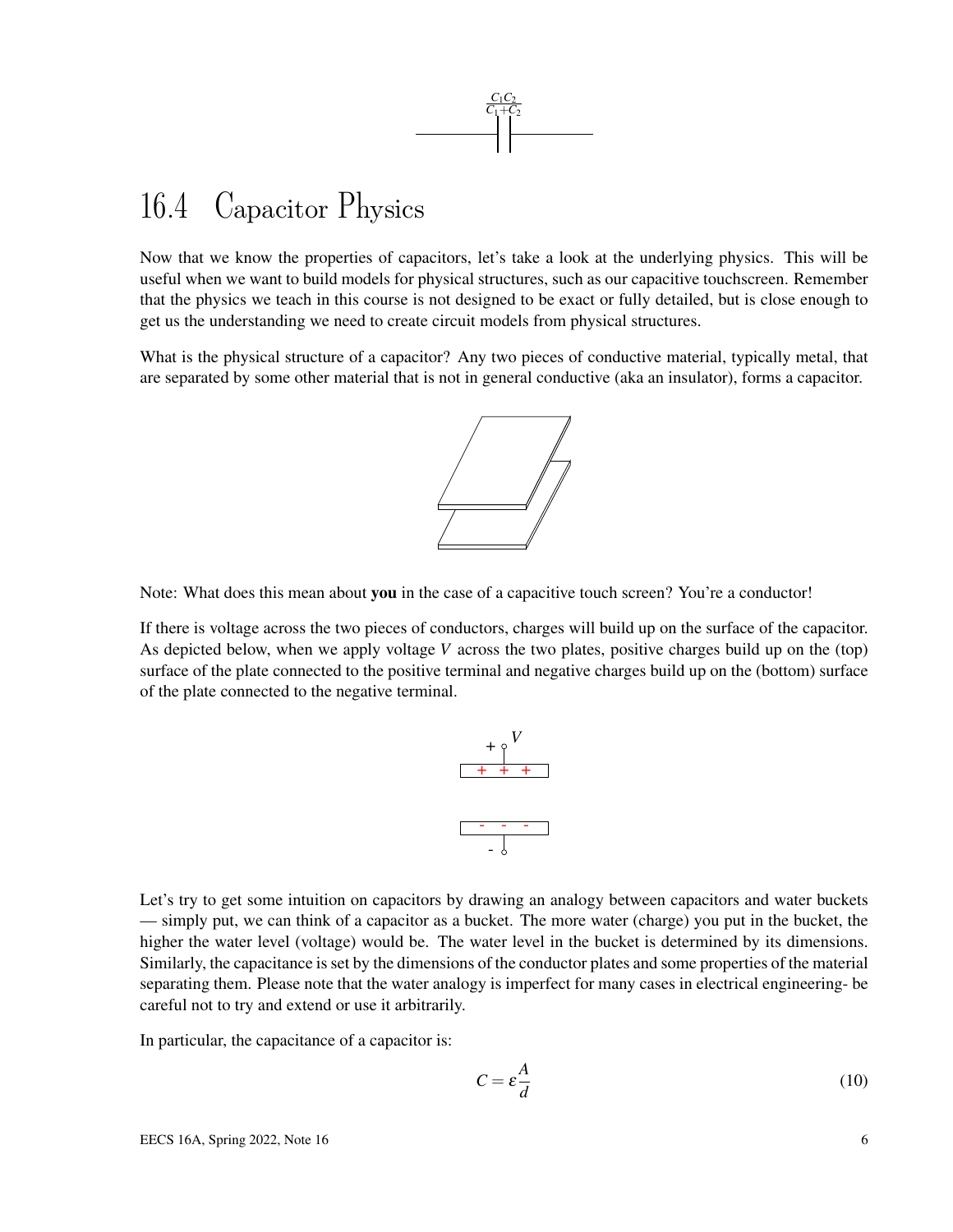$\frac{C_1 C_2}{C_1 + C_2}$

## 16.4 Capacitor Physics

Now that we know the properties of capacitors, let's take a look at the underlying physics. This will be useful when we want to build models for physical structures, such as our capacitive touchscreen. Remember that the physics we teach in this course is not designed to be exact or fully detailed, but is close enough to get us the understanding we need to create circuit models from physical structures.

What is the physical structure of a capacitor? Any two pieces of conductive material, typically metal, that are separated by some other material that is not in general conductive (aka an insulator), forms a capacitor.

Note: What does this mean about **you** in the case of a capacitive touch screen? You're a conductor!

If there is voltage across the two pieces of conductors, charges will build up on the surface of the capacitor. As depicted below, when we apply voltage $V$ across the two plates, positive charges build up on the (top) surface of the plate connected to the positive terminal and negative charges build up on the (bottom) surface of the plate connected to the negative terminal.

Let's try to get some intuition on capacitors by drawing an analogy between capacitors and water buckets — simply put, we can think of a capacitor as a bucket. The more water (charge) you put in the bucket, the higher the water level (voltage) would be. The water level in the bucket is determined by its dimensions. Similarly, the capacitance is set by the dimensions of the conductor plates and some properties of the material separating them. Please note that the water analogy is imperfect for many cases in electrical engineering- be careful not to try and extend or use it arbitrarily.

In particular, the capacitance of a capacitor is:

$$C = \varepsilon \frac{A}{d} \tag{10}$$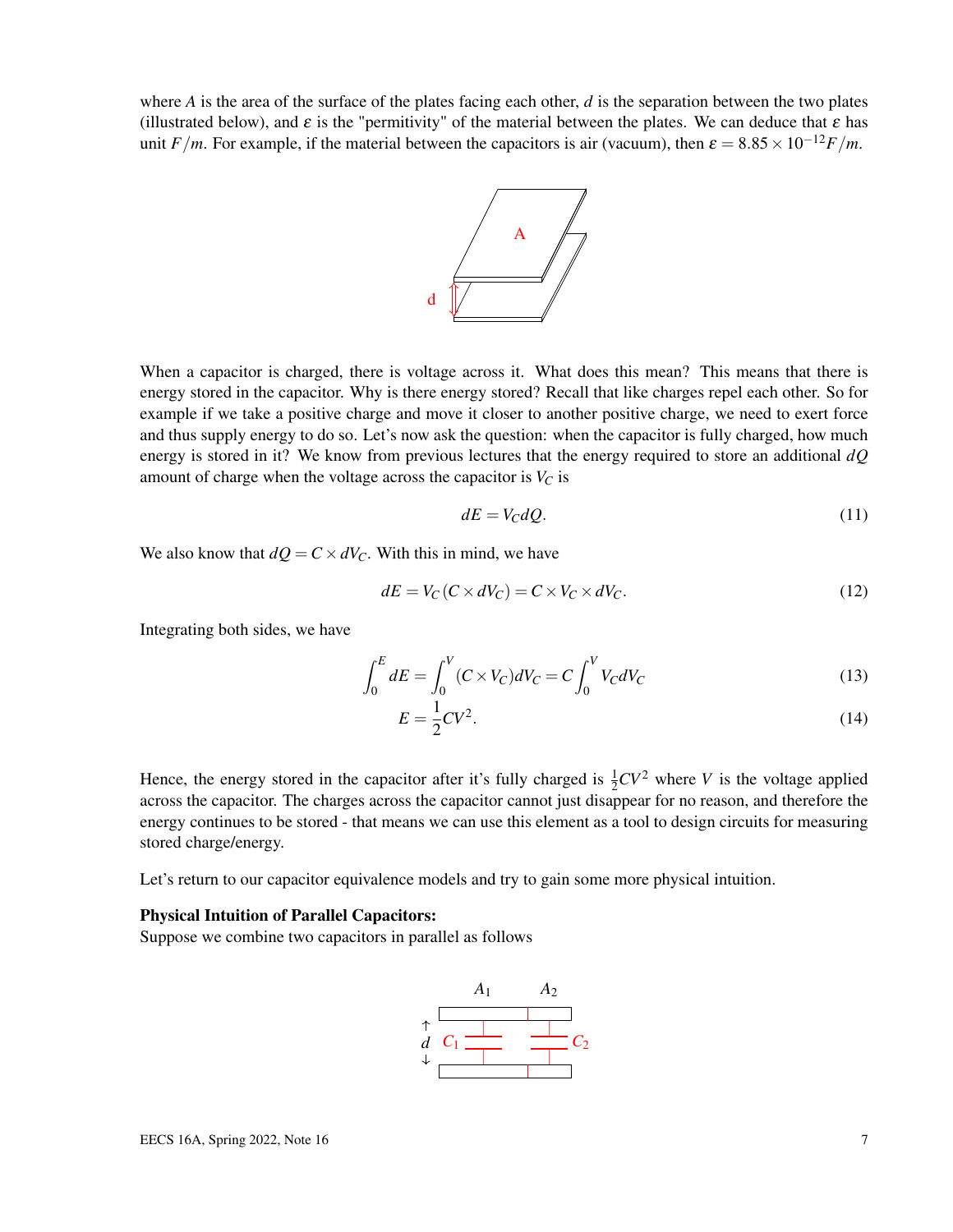where $A$ is the area of the surface of the plates facing each other, $d$ is the separation between the two plates (illustrated below), and $\varepsilon$ is the "permitivity" of the material between the plates. We can deduce that $\varepsilon$ has unit $F/m$. For example, if the material between the capacitors is air (vacuum), then $\varepsilon = 8.85 \times 10^{-12} F/m$.

When a capacitor is charged, there is voltage across it. What does this mean? This means that there is energy stored in the capacitor. Why is there energy stored? Recall that like charges repel each other. So for example if we take a positive charge and move it closer to another positive charge, we need to exert force and thus supply energy to do so. Let's now ask the question: when the capacitor is fully charged, how much energy is stored in it? We know from previous lectures that the energy required to store an additional $dQ$ amount of charge when the voltage across the capacitor is $V_C$ is

$$dE = V_C dQ. \tag{11}$$

We also know that $dQ = C \times dV_C$. With this in mind, we have

$$dE = V_C (C \times dV_C) = C \times V_C \times dV_C. \tag{12}$$

Integrating both sides, we have

$$\int_0^E dE = \int_0^V (C \times V_C) dV_C = C \int_0^V V_C dV_C \tag{13}$$

$$E = \frac{1}{2} C V^2. \tag{14}$$

Hence, the energy stored in the capacitor after it's fully charged is $\frac{1}{2}CV^2$ where $V$ is the voltage applied across the capacitor. The charges across the capacitor cannot just disappear for no reason, and therefore the energy continues to be stored - that means we can use this element as a tool to design circuits for measuring stored charge/energy.

Let's return to our capacitor equivalence models and try to gain some more physical intuition.

**Physical Intuition of Parallel Capacitors:**
Suppose we combine two capacitors in parallel as follows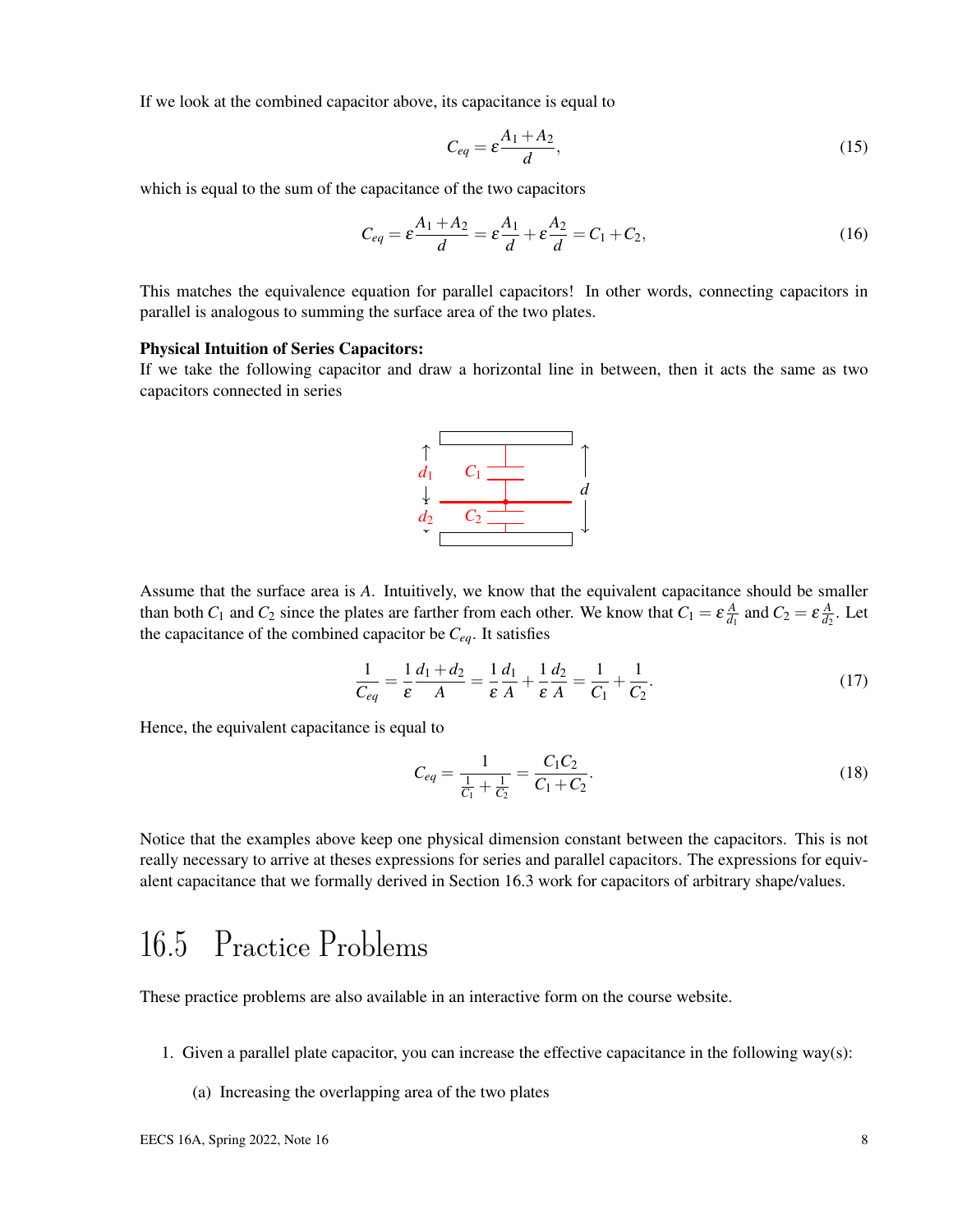If we look at the combined capacitor above, its capacitance is equal to

$$C_{eq} = \varepsilon \frac{A_1 + A_2}{d}, \tag{15}$$

which is equal to the sum of the capacitance of the two capacitors

$$C_{eq} = \varepsilon \frac{A_1 + A_2}{d} = \varepsilon \frac{A_1}{d} + \varepsilon \frac{A_2}{d} = C_1 + C_2, \tag{16}$$

This matches the equivalence equation for parallel capacitors! In other words, connecting capacitors in parallel is analogous to summing the surface area of the two plates.

**Physical Intuition of Series Capacitors:**
If we take the following capacitor and draw a horizontal line in between, then it acts the same as two capacitors connected in series

Assume that the surface area is $A$. Intuitively, we know that the equivalent capacitance should be smaller than both $C_1$ and $C_2$ since the plates are farther from each other. We know that $C_1 = \varepsilon \frac{A}{d_1}$ and $C_2 = \varepsilon \frac{A}{d_2}$. Let the capacitance of the combined capacitor be $C_{eq}$. It satisfies

$$\frac{1}{C_{eq}} = \frac{1}{\varepsilon} \frac{d_1 + d_2}{A} = \frac{1}{\varepsilon} \frac{d_1}{A} + \frac{1}{\varepsilon} \frac{d_2}{A} = \frac{1}{C_1} + \frac{1}{C_2}. \tag{17}$$

Hence, the equivalent capacitance is equal to

$$C_{eq} = \frac{1}{\frac{1}{C_1} + \frac{1}{C_2}} = \frac{C_1 C_2}{C_1 + C_2}. \tag{18}$$

Notice that the examples above keep one physical dimension constant between the capacitors. This is not really necessary to arrive at theses expressions for series and parallel capacitors. The expressions for equivalent capacitance that we formally derived in Section 16.3 work for capacitors of arbitrary shape/values.

# 16.5 Practice Problems

These practice problems are also available in an interactive form on the course website.

1. Given a parallel plate capacitor, you can increase the effective capacitance in the following way(s):

   (a) Increasing the overlapping area of the two plates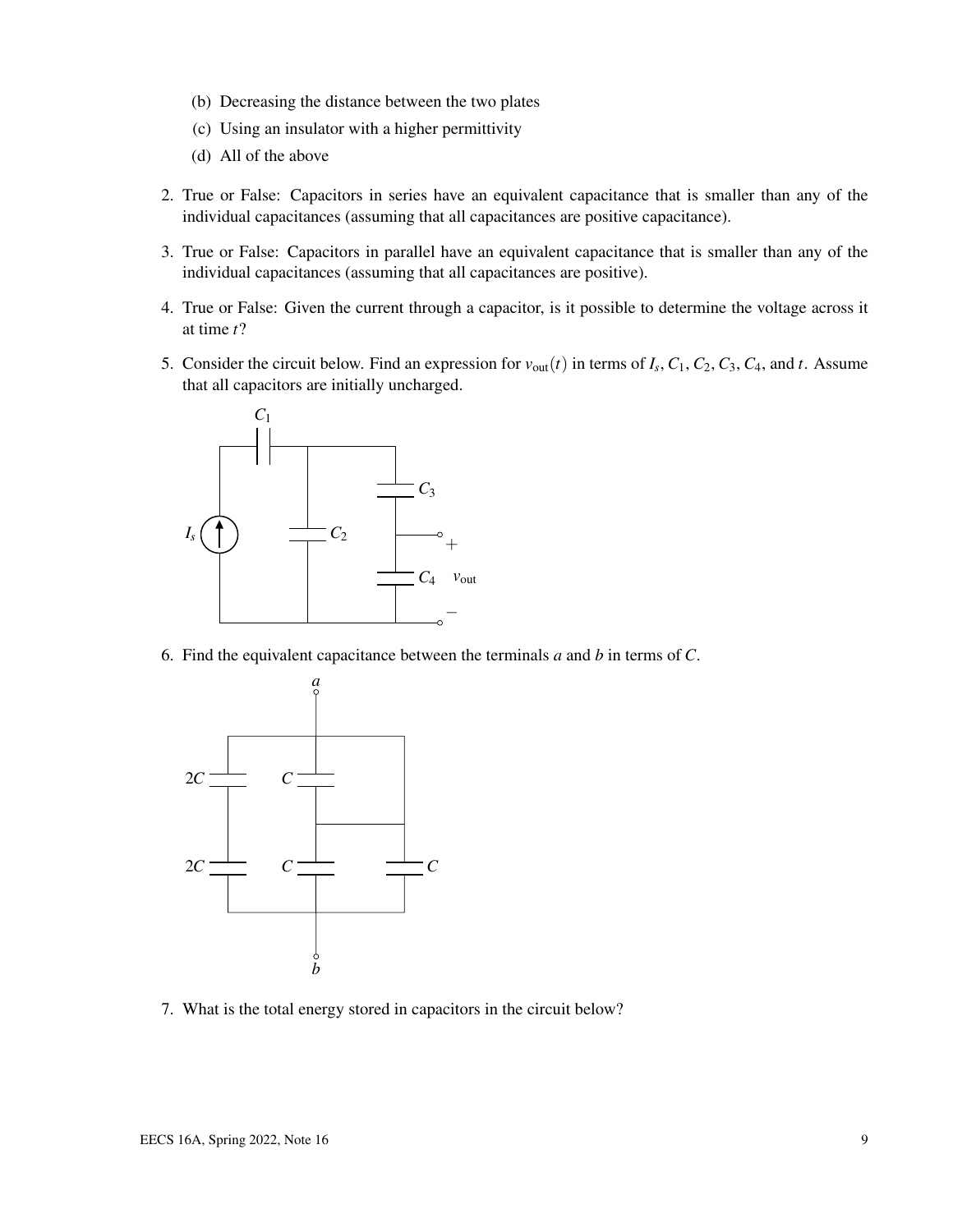(b) Decreasing the distance between the two plates

(c) Using an insulator with a higher permittivity

(d) All of the above

2. True or False: Capacitors in series have an equivalent capacitance that is smaller than any of the individual capacitances (assuming that all capacitances are positive capacitance).

3. True or False: Capacitors in parallel have an equivalent capacitance that is smaller than any of the individual capacitances (assuming that all capacitances are positive).

4. True or False: Given the current through a capacitor, is it possible to determine the voltage across it at time $t$?

5. Consider the circuit below. Find an expression for $v_{\text{out}}(t)$ in terms of $I_s$, $C_1$, $C_2$, $C_3$, $C_4$, and $t$. Assume that all capacitors are initially uncharged.

6. Find the equivalent capacitance between the terminals $a$ and $b$ in terms of $C$.

7. What is the total energy stored in capacitors in the circuit below?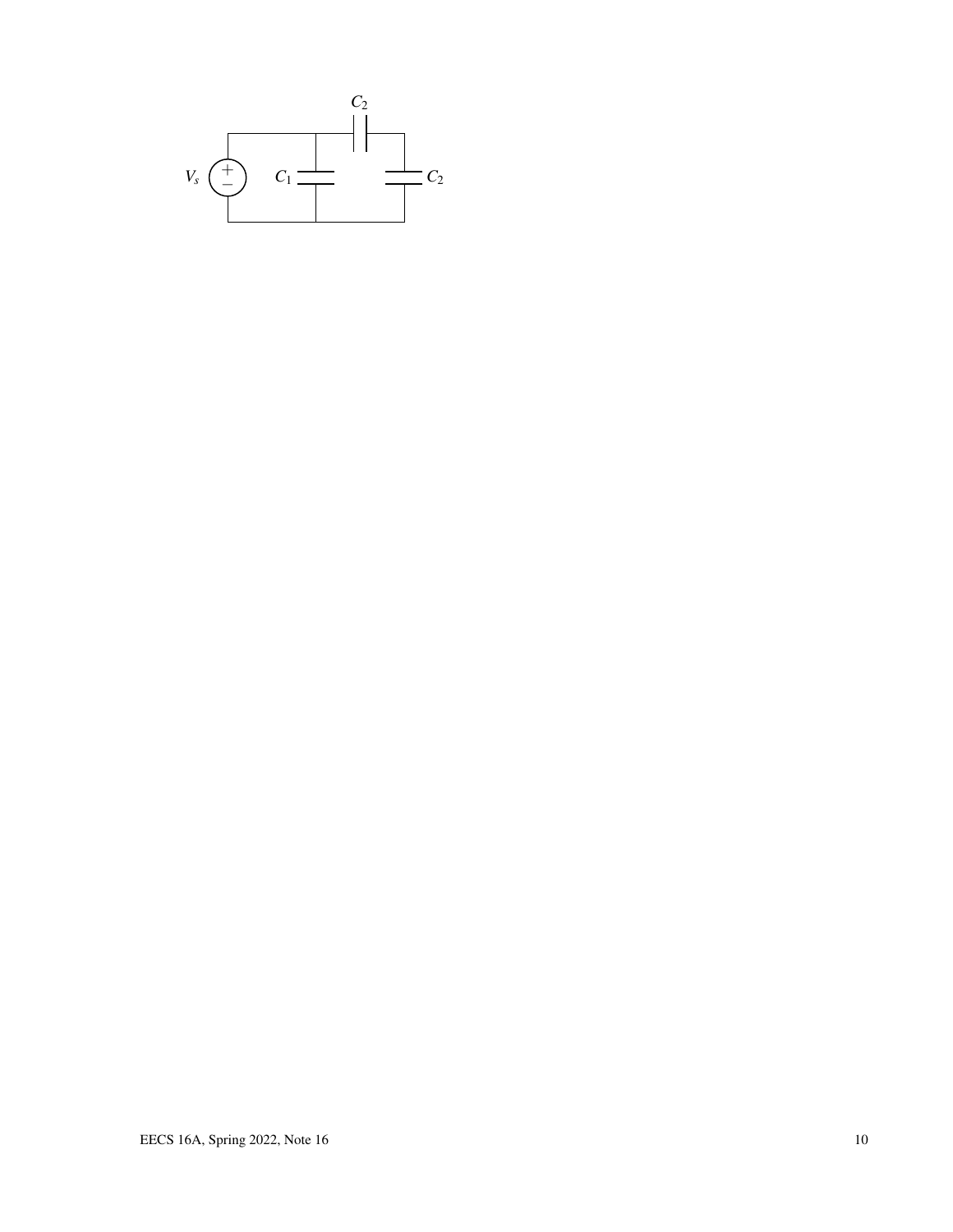$C_2$

$V_s$

$C_1$

$C_2$